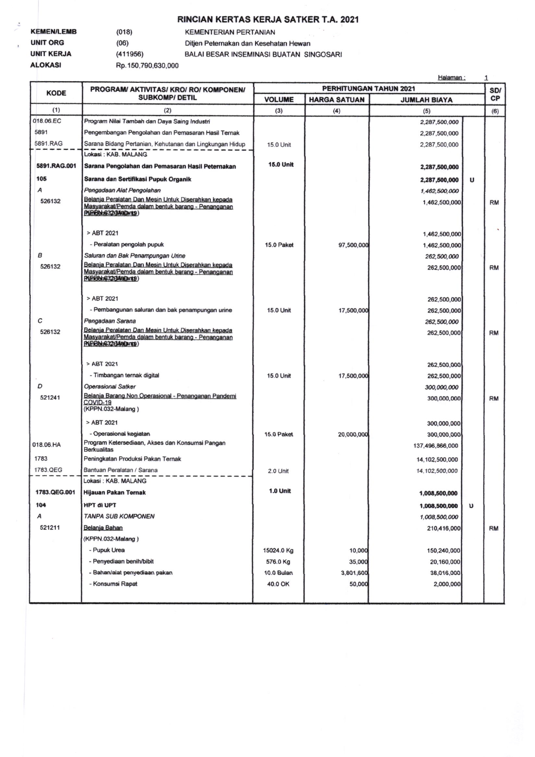# RINCIAN KERTAS KERJA SATKER T.A. 2021

| | | |
|---|---|---|
| **KEMEN/LEMB** | (018) | KEMENTERIAN PERTANIAN |
| **UNIT ORG** | (06) | Ditjen Peternakan dan Kesehatan Hewan |
| **UNIT KERJA** | (411956) | BALAI BESAR INSEMINASI BUATAN SINGOSARI |
| **ALOKASI** | Rp.150,790,630,000 | |

| KODE | PROGRAM/ AKTIVITAS/ KRO/ RO/ KOMPONEN/ SUBKOMP/ DETIL | PERHITUNGAN TAHUN 2021 | | | | SD/ CP |
|---|---|---|---|---|---|---|
| | | VOLUME | HARGA SATUAN | JUMLAH BIAYA | | |
| (1) | (2) | (3) | (4) | (5) | | (6) |
| 018.06.EC | Program Nilai Tambah dan Daya Saing Industri | | | 2,287,500,000 | | |
| 5891 | Pengembangan Pengolahan dan Pemasaran Hasil Ternak | | | 2,287,500,000 | | |
| 5891.RAG | Sarana Bidang Pertanian, Kehutanan dan Lingkungan Hidup | 15.0 Unit | | 2,287,500,000 | | |
| | Lokasi : KAB. MALANG | | | | | |
| **5891.RAG.001** | **Sarana Pengolahan dan Pemasaran Hasil Peternakan** | **15.0 Unit** | | **2,287,500,000** | | |
| **105** | **Sarana dan Sertifikasi Pupuk Organik** | | | **2,287,500,000** | **U** | |
| *A* | *Pengadaan Alat Pengolahan* | | | *1,462,500,000* | | |
| 526132 | Belanja Peralatan Dan Mesin Untuk Diserahkan kepada Masyarakat/Pemda dalam bentuk barang - Penanganan Pandemi COVID-19 (KPPN.032-Malang ) | | | 1,462,500,000 | | RM |
| | > ABT 2021 | | | 1,462,500,000 | | |
| | - Peralatan pengolah pupuk | 15.0 Paket | 97,500,000 | 1,462,500,000 | | |
| *B* | *Saluran dan Bak Penampungan Urine* | | | *262,500,000* | | |
| 526132 | Belanja Peralatan Dan Mesin Untuk Diserahkan kepada Masyarakat/Pemda dalam bentuk barang - Penanganan Pandemi COVID-19 (KPPN.032-Malang ) | | | 262,500,000 | | RM |
| | > ABT 2021 | | | 262,500,000 | | |
| | - Pembangunan saluran dan bak penampungan urine | 15.0 Unit | 17,500,000 | 262,500,000 | | |
| C | *Pengadaan Sarana* | | | *262,500,000* | | |
| 526132 | Belanja Peralatan Dan Mesin Untuk Diserahkan kepada Masyarakat/Pemda dalam bentuk barang - Penanganan Pandemi COVID-19 (KPPN.032-Malang ) | | | 262,500,000 | | RM |
| | > ABT 2021 | | | 262,500,000 | | |
| | - Timbangan ternak digital | 15.0 Unit | 17,500,000 | 262,500,000 | | |
| *D* | *Operasional Satker* | | | *300,000,000* | | |
| 521241 | Belanja Barang Non Operasional - Penanganan Pandemi COVID-19 (KPPN.032-Malang ) | | | 300,000,000 | | RM |
| | > ABT 2021 | | | 300,000,000 | | |
| | - Operasional kegiatan | 15.0 Paket | 20,000,000 | 300,000,000 | | |
| 018.06.HA | Program Ketersediaan, Akses dan Konsumsi Pangan Berkualitas | | | 137,496,866,000 | | |
| 1783 | Peningkatan Produksi Pakan Ternak | | | 14,102,500,000 | | |
| 1783.QEG | Bantuan Peralatan / Sarana | 2.0 Unit | | 14,102,500,000 | | |
| | Lokasi : KAB. MALANG | | | | | |
| **1783.QEG.001** | **Hijauan Pakan Ternak** | **1.0 Unit** | | **1,008,500,000** | | |
| **104** | **HPT di UPT** | | | **1,008,500,000** | **U** | |
| *A* | *TANPA SUB KOMPONEN* | | | *1,008,500,000* | | |
| 521211 | Belanja Bahan (KPPN.032-Malang ) | | | 210,416,000 | | RM |
| | - Pupuk Urea | 15024.0 Kg | 10,000 | 150,240,000 | | |
| | - Penyediaan benih/bibit | 576.0 Kg | 35,000 | 20,160,000 | | |
| | - Bahan/alat penyediaan pakan | 10.0 Bulan | 3,801,600 | 38,016,000 | | |
| | - Konsumsi Rapat | 40.0 OK | 50,000 | 2,000,000 | | |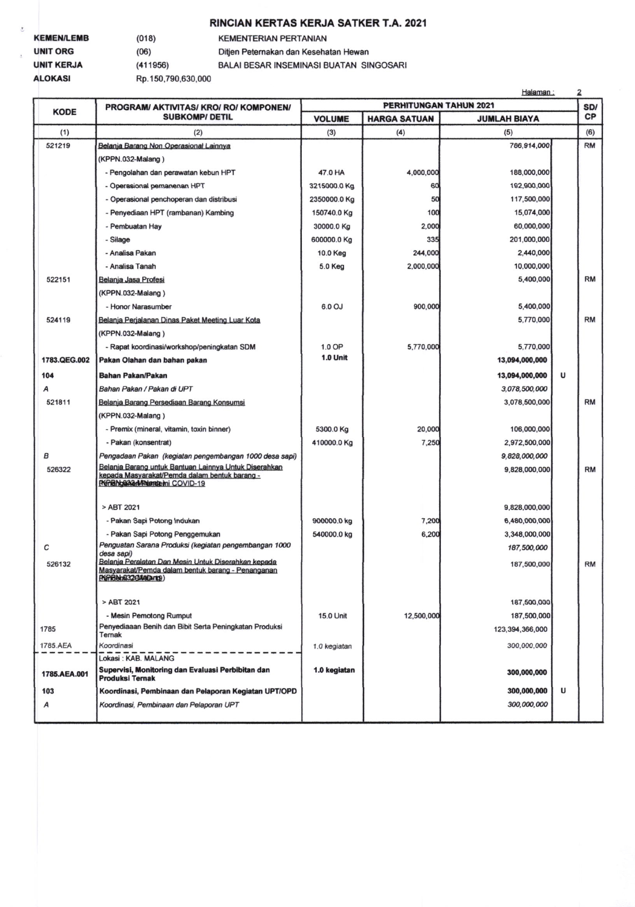# RINCIAN KERTAS KERJA SATKER T.A. 2021

**KEMEN/LEMB** (018) KEMENTERIAN PERTANIAN
**UNIT ORG** (06) Ditjen Peternakan dan Kesehatan Hewan
**UNIT KERJA** (411956) BALAI BESAR INSEMINASI BUATAN SINGOSARI
**ALOKASI** Rp.150,790,630,000

| KODE | PROGRAM/ AKTIVITAS/ KRO/ RO/ KOMPONEN/ SUBKOMP/ DETIL | PERHITUNGAN TAHUN 2021 | | | | SD/ CP |
|---|---|---|---|---|---|---|
| | | VOLUME | HARGA SATUAN | JUMLAH BIAYA | | |
| (1) | (2) | (3) | (4) | (5) | | (6) |
| 521219 | Belanja Barang Non Operasional Lainnya | | | 786,914,000 | | RM |
| | (KPPN.032-Malang ) | | | | | |
| | - Pengolahan dan perawatan kebun HPT | 47.0 HA | 4,000,000 | 188,000,000 | | |
| | - Operasional pemanenan HPT | 3215000.0 Kg | 60 | 192,900,000 | | |
| | - Operasional penchoperan dan distribusi | 2350000.0 Kg | 50 | 117,500,000 | | |
| | - Penyediaan HPT (rambanan) Kambing | 150740.0 Kg | 100 | 15,074,000 | | |
| | - Pembuatan Hay | 30000.0 Kg | 2,000 | 60,000,000 | | |
| | - Silage | 600000.0 Kg | 335 | 201,000,000 | | |
| | - Analisa Pakan | 10.0 Keg | 244,000 | 2,440,000 | | |
| | - Analisa Tanah | 5.0 Keg | 2,000,000 | 10,000,000 | | |
| 522151 | Belanja Jasa Profesi | | | 5,400,000 | | RM |
| | (KPPN.032-Malang ) | | | | | |
| | - Honor Narasumber | 6.0 OJ | 900,000 | 5,400,000 | | |
| 524119 | Belanja Perjalanan Dinas Paket Meeting Luar Kota | | | 5,770,000 | | RM |
| | (KPPN.032-Malang ) | | | | | |
| | - Rapat koordinasi/workshop/peningkatan SDM | 1.0 OP | 5,770,000 | 5,770,000 | | |
| **1783.QEG.002** | **Pakan Olahan dan bahan pakan** | **1.0 Unit** | | **13,094,000,000** | | |
| **104** | **Bahan Pakan/Pakan** | | | **13,094,000,000** | U | |
| *A* | *Bahan Pakan / Pakan di UPT* | | | *3,078,500,000* | | |
| 521811 | Belanja Barang Persediaan Barang Konsumsi | | | 3,078,500,000 | | RM |
| | (KPPN.032-Malang ) | | | | | |
| | - Premix (mineral, vitamin, toxin binner) | 5300.0 Kg | 20,000 | 106,000,000 | | |
| | - Pakan (konsentrat) | 410000.0 Kg | 7,250 | 2,972,500,000 | | |
| *B* | *Pengadaan Pakan (kegiatan pengembangan 1000 desa sapi)* | | | *9,828,000,000* | | |
| 526322 | Belanja Barang untuk Bantuan Lainnya Untuk Diserahkan kepada Masyarakat/Pemda dalam bentuk barang - Penanganan Pandemi COVID-19 (KPPN.032-Malang) | | | 9,828,000,000 | | RM |
| | > ABT 2021 | | | 9,828,000,000 | | |
| | - Pakan Sapi Potong Indukan | 900000.0 kg | 7,200 | 6,480,000,000 | | |
| | - Pakan Sapi Potong Penggemukan | 540000.0 kg | 6,200 | 3,348,000,000 | | |
| *C* | *Penguatan Sarana Produksi (kegiatan pengembangan 1000 desa sapi)* | | | *187,500,000* | | |
| 526132 | Belanja Peralatan Dan Mesin Untuk Diserahkan kepada Masyarakat/Pemda dalam bentuk barang - Penanganan Pandemi COVID-19 (KPPN.032-Malang) | | | 187,500,000 | | RM |
| | > ABT 2021 | | | 187,500,000 | | |
| | - Mesin Pemotong Rumput | 15.0 Unit | 12,500,000 | 187,500,000 | | |
| 1785 | Penyediaan Benih dan Bibit Serta Peningkatan Produksi Ternak | | | 123,394,366,000 | | |
| 1785.AEA | Koordinasi | 1.0 kegiatan | | 300,000,000 | | |
| | Lokasi : KAB. MALANG | | | | | |
| **1785.AEA.001** | **Supervisi, Monitoring dan Evaluasi Perbibitan dan Produksi Ternak** | **1.0 kegiatan** | | **300,000,000** | | |
| **103** | **Koordinasi, Pembinaan dan Pelaporan Kegiatan UPT/OPD** | | | **300,000,000** | U | |
| *A* | *Koordinasi, Pembinaan dan Pelaporan UPT* | | | *300,000,000* | | |